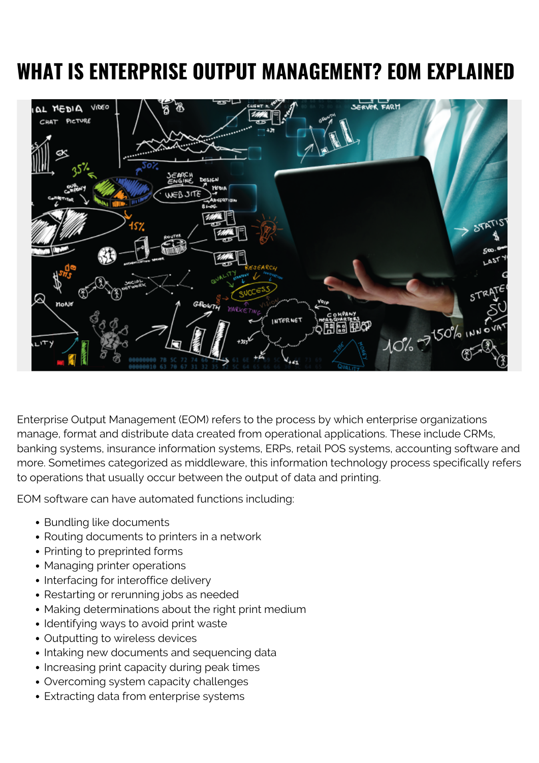# WHAT IS ENTERPRISE OUTPUT MANAGEMENT? EOM EXPLAINED

Enterprise Output Management (EOM) refers to the process by which enterprise organizations manage, format and distribute data created from operational applications. These include CRMs, banking systems, insurance information systems, ERPs, retail POS systems, accounting software and more. Sometimes categorized as middleware, this information technology process specifically refers to operations that usually occur between the output of data and printing.

EOM software can have automated functions including:

- Bundling like documents
- Routing documents to printers in a network
- Printing to preprinted forms
- Managing printer operations
- Interfacing for interoffice delivery
- Restarting or rerunning jobs as needed
- Making determinations about the right print medium
- Identifying ways to avoid print waste
- Outputting to wireless devices
- Intaking new documents and sequencing data
- Increasing print capacity during peak times
- Overcoming system capacity challenges
- Extracting data from enterprise systems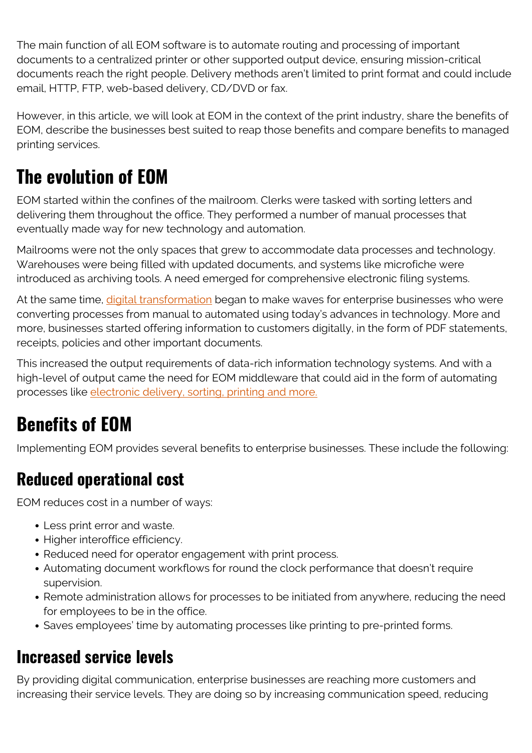The main function of all EOM software is to automate routing and processing of important documents to a centralized printer or other supported output device, ensuring mission-critical documents reach the right people. Delivery methods aren't limited to print format and could include email, HTTP, FTP, web-based delivery, CD/DVD or fax.

However, in this article, we will look at EOM in the context of the print industry, share the benefits of EOM, describe the businesses best suited to reap those benefits and compare benefits to managed printing services.

## The evolution of EOM

EOM started within the confines of the mailroom. Clerks were tasked with sorting letters and delivering them throughout the office. They performed a number of manual processes that eventually made way for new technology and automation.

Mailrooms were not the only spaces that grew to accommodate data processes and technology. Warehouses were being filled with updated documents, and systems like microfiche were introduced as archiving tools. A need emerged for comprehensive electronic filing systems.

At the same time, digital transformation began to make waves for enterprise businesses who were converting processes from manual to automated using today's advances in technology. More and more, businesses started offering information to customers digitally, in the form of PDF statements, receipts, policies and other important documents.

This increased the output requirements of data-rich information technology systems. And with a high-level of output came the need for EOM middleware that could aid in the form of automating processes like electronic delivery, sorting, printing and more.

## Benefits of EOM

Implementing EOM provides several benefits to enterprise businesses. These include the following:

### Reduced operational cost

EOM reduces cost in a number of ways:

- Less print error and waste.
- Higher interoffice efficiency.
- Reduced need for operator engagement with print process.
- Automating document workflows for round the clock performance that doesn't require supervision.
- Remote administration allows for processes to be initiated from anywhere, reducing the need for employees to be in the office.
- Saves employees' time by automating processes like printing to pre-printed forms.

### Increased service levels

By providing digital communication, enterprise businesses are reaching more customers and increasing their service levels. They are doing so by increasing communication speed, reducing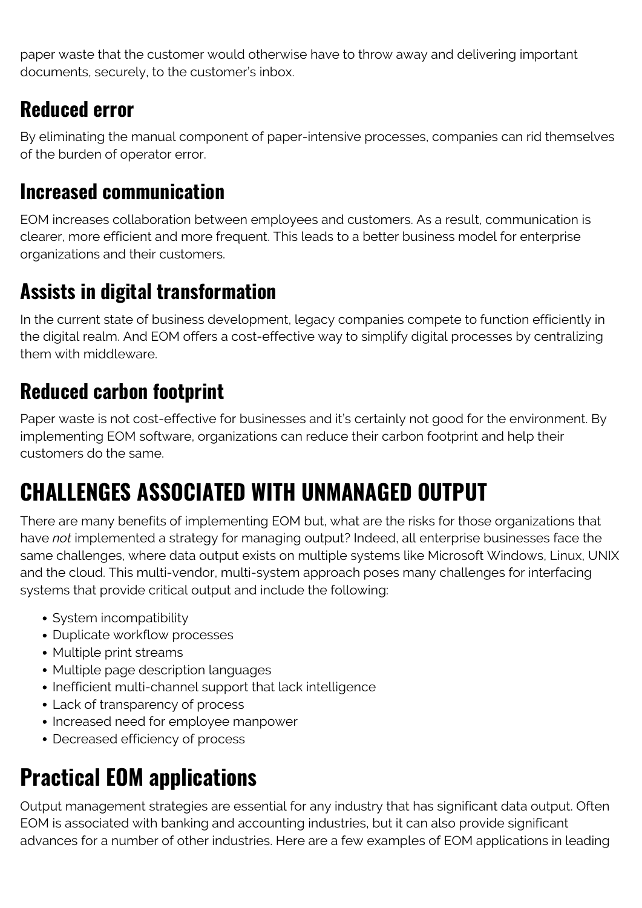paper waste that the customer would otherwise have to throw away and delivering important documents, securely, to the customer's inbox.

### Reduced error

By eliminating the manual component of paper-intensive processes, companies can rid themselves of the burden of operator error.

### Increased communication

EOM increases collaboration between employees and customers. As a result, communication is clearer, more efficient and more frequent. This leads to a better business model for enterprise organizations and their customers.

### Assists in digital transformation

In the current state of business development, legacy companies compete to function efficiently in the digital realm. And EOM offers a cost-effective way to simplify digital processes by centralizing them with middleware.

### Reduced carbon footprint

Paper waste is not cost-effective for businesses and it's certainly not good for the environment. By implementing EOM software, organizations can reduce their carbon footprint and help their customers do the same.

## CHALLENGES ASSOCIATED WITH UNMANAGED OUTPUT

There are many benefits of implementing EOM but, what are the risks for those organizations that have *not* implemented a strategy for managing output? Indeed, all enterprise businesses face the same challenges, where data output exists on multiple systems like Microsoft Windows, Linux, UNIX and the cloud. This multi-vendor, multi-system approach poses many challenges for interfacing systems that provide critical output and include the following:

- System incompatibility
- Duplicate workflow processes
- Multiple print streams
- Multiple page description languages
- Inefficient multi-channel support that lack intelligence
- Lack of transparency of process
- Increased need for employee manpower
- Decreased efficiency of process

## Practical EOM applications

Output management strategies are essential for any industry that has significant data output. Often EOM is associated with banking and accounting industries, but it can also provide significant advances for a number of other industries. Here are a few examples of EOM applications in leading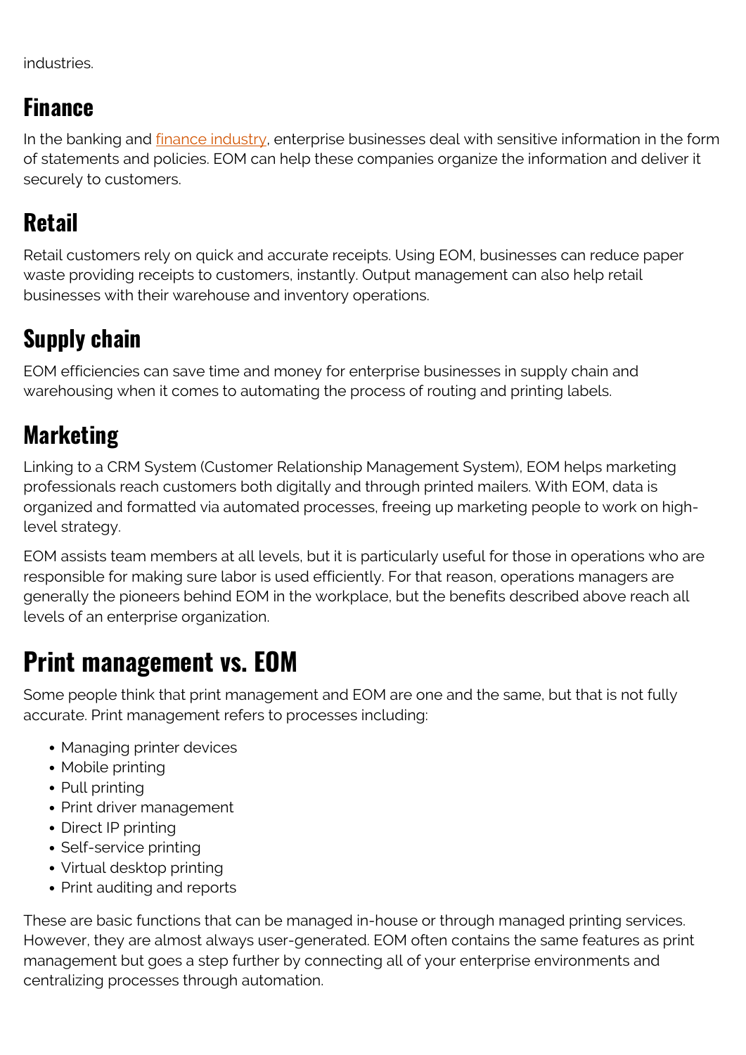industries.

## Finance

In the banking and finance industry, enterprise businesses deal with sensitive information in the form of statements and policies. EOM can help these companies organize the information and deliver it securely to customers.

## Retail

Retail customers rely on quick and accurate receipts. Using EOM, businesses can reduce paper waste providing receipts to customers, instantly. Output management can also help retail businesses with their warehouse and inventory operations.

## Supply chain

EOM efficiencies can save time and money for enterprise businesses in supply chain and warehousing when it comes to automating the process of routing and printing labels.

## Marketing

Linking to a CRM System (Customer Relationship Management System), EOM helps marketing professionals reach customers both digitally and through printed mailers. With EOM, data is organized and formatted via automated processes, freeing up marketing people to work on high-level strategy.

EOM assists team members at all levels, but it is particularly useful for those in operations who are responsible for making sure labor is used efficiently. For that reason, operations managers are generally the pioneers behind EOM in the workplace, but the benefits described above reach all levels of an enterprise organization.

# Print management vs. EOM

Some people think that print management and EOM are one and the same, but that is not fully accurate. Print management refers to processes including:

- Managing printer devices
- Mobile printing
- Pull printing
- Print driver management
- Direct IP printing
- Self-service printing
- Virtual desktop printing
- Print auditing and reports

These are basic functions that can be managed in-house or through managed printing services. However, they are almost always user-generated. EOM often contains the same features as print management but goes a step further by connecting all of your enterprise environments and centralizing processes through automation.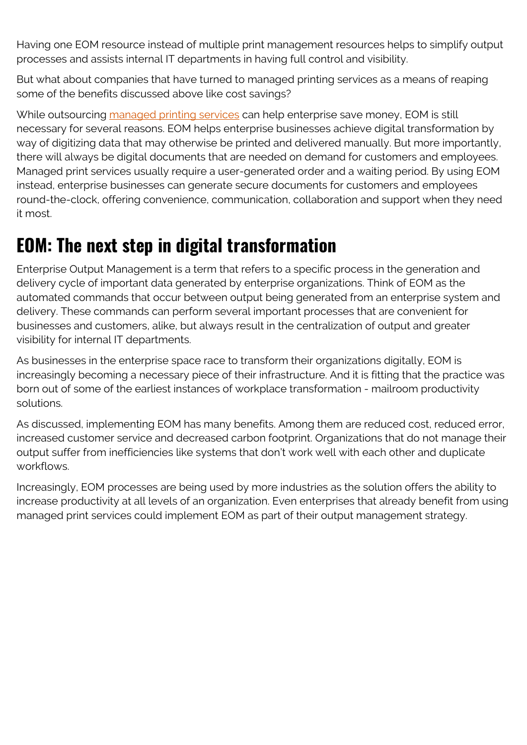Having one EOM resource instead of multiple print management resources helps to simplify output processes and assists internal IT departments in having full control and visibility.

But what about companies that have turned to managed printing services as a means of reaping some of the benefits discussed above like cost savings?

While outsourcing [managed printing services] can help enterprise save money, EOM is still necessary for several reasons. EOM helps enterprise businesses achieve digital transformation by way of digitizing data that may otherwise be printed and delivered manually. But more importantly, there will always be digital documents that are needed on demand for customers and employees. Managed print services usually require a user-generated order and a waiting period. By using EOM instead, enterprise businesses can generate secure documents for customers and employees round-the-clock, offering convenience, communication, collaboration and support when they need it most.

## EOM: The next step in digital transformation

Enterprise Output Management is a term that refers to a specific process in the generation and delivery cycle of important data generated by enterprise organizations. Think of EOM as the automated commands that occur between output being generated from an enterprise system and delivery. These commands can perform several important processes that are convenient for businesses and customers, alike, but always result in the centralization of output and greater visibility for internal IT departments.

As businesses in the enterprise space race to transform their organizations digitally, EOM is increasingly becoming a necessary piece of their infrastructure. And it is fitting that the practice was born out of some of the earliest instances of workplace transformation - mailroom productivity solutions.

As discussed, implementing EOM has many benefits. Among them are reduced cost, reduced error, increased customer service and decreased carbon footprint. Organizations that do not manage their output suffer from inefficiencies like systems that don't work well with each other and duplicate workflows.

Increasingly, EOM processes are being used by more industries as the solution offers the ability to increase productivity at all levels of an organization. Even enterprises that already benefit from using managed print services could implement EOM as part of their output management strategy.